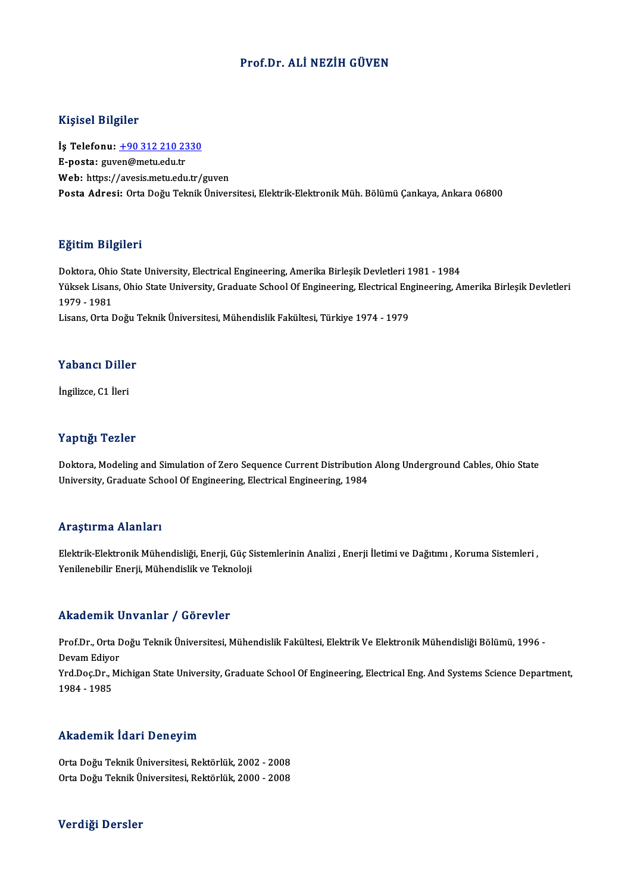# Prof.Dr. ALİ NEZİH GÜVEN

## Kişisel Bilgiler

**İş Telefonu:** +90 312 210 2330
**E-posta:** guven@metu.edu.tr
**Web:** https://avesis.metu.edu.tr/guven
**Posta Adresi:** Orta Doğu Teknik Üniversitesi, Elektrik-Elektronik Müh. Bölümü Çankaya, Ankara 06800

## Eğitim Bilgileri

Doktora, Ohio State University, Electrical Engineering, Amerika Birleşik Devletleri 1981 - 1984
Yüksek Lisans, Ohio State University, Graduate School Of Engineering, Electrical Engineering, Amerika Birleşik Devletleri 1979 - 1981
Lisans, Orta Doğu Teknik Üniversitesi, Mühendislik Fakültesi, Türkiye 1974 - 1979

## Yabancı Diller

İngilizce, C1 İleri

## Yaptığı Tezler

Doktora, Modeling and Simulation of Zero Sequence Current Distribution Along Underground Cables, Ohio State University, Graduate School Of Engineering, Electrical Engineering, 1984

## Araştırma Alanları

Elektrik-Elektronik Mühendisliği, Enerji, Güç Sistemlerinin Analizi , Enerji İletimi ve Dağıtımı , Koruma Sistemleri , Yenilenebilir Enerji, Mühendislik ve Teknoloji

## Akademik Unvanlar / Görevler

Prof.Dr., Orta Doğu Teknik Üniversitesi, Mühendislik Fakültesi, Elektrik Ve Elektronik Mühendisliği Bölümü, 1996 - Devam Ediyor
Yrd.Doç.Dr., Michigan State University, Graduate School Of Engineering, Electrical Eng. And Systems Science Department, 1984 - 1985

## Akademik İdari Deneyim

Orta Doğu Teknik Üniversitesi, Rektörlük, 2002 - 2008
Orta Doğu Teknik Üniversitesi, Rektörlük, 2000 - 2008

## Verdiği Dersler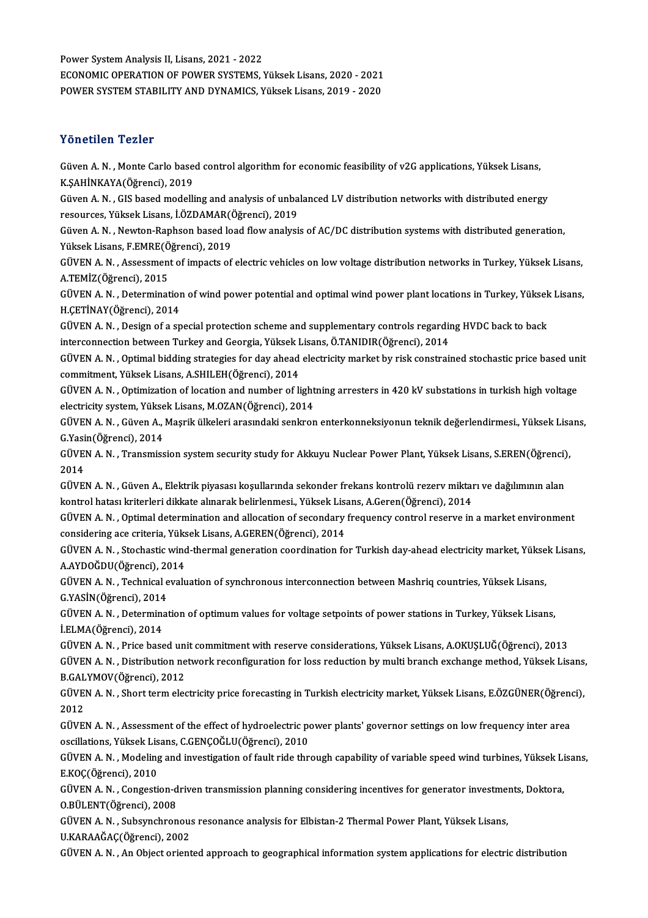Power System Analysis II, Lisans, 2021 - 2022
ECONOMIC OPERATION OF POWER SYSTEMS, Yüksek Lisans, 2020 - 2021
POWER SYSTEM STABILITY AND DYNAMICS, Yüksek Lisans, 2019 - 2020

## Yönetilen Tezler

Güven A. N. , Monte Carlo based control algorithm for economic feasibility of v2G applications, Yüksek Lisans, K.ŞAHİNKAYA(Öğrenci), 2019

Güven A. N. , GIS based modelling and analysis of unbalanced LV distribution networks with distributed energy resources, Yüksek Lisans, İ.ÖZDAMAR(Öğrenci), 2019

Güven A. N. , Newton-Raphson based load flow analysis of AC/DC distribution systems with distributed generation, Yüksek Lisans, F.EMRE(Öğrenci), 2019

GÜVEN A. N. , Assessment of impacts of electric vehicles on low voltage distribution networks in Turkey, Yüksek Lisans, A.TEMİZ(Öğrenci), 2015

GÜVEN A. N. , Determination of wind power potential and optimal wind power plant locations in Turkey, Yüksek Lisans, H.ÇETİNAY(Öğrenci), 2014

GÜVEN A. N. , Design of a special protection scheme and supplementary controls regarding HVDC back to back interconnection between Turkey and Georgia, Yüksek Lisans, Ö.TANIDIR(Öğrenci), 2014

GÜVEN A. N. , Optimal bidding strategies for day ahead electricity market by risk constrained stochastic price based unit commitment, Yüksek Lisans, A.SHILEH(Öğrenci), 2014

GÜVEN A. N. , Optimization of location and number of lightning arresters in 420 kV substations in turkish high voltage electricity system, Yüksek Lisans, M.OZAN(Öğrenci), 2014

GÜVEN A. N. , Güven A., Maşrik ülkeleri arasındaki senkron enterkonneksiyonun teknik değerlendirmesi., Yüksek Lisans, G.Yasin(Öğrenci), 2014

GÜVEN A. N. , Transmission system security study for Akkuyu Nuclear Power Plant, Yüksek Lisans, S.EREN(Öğrenci), 2014

GÜVEN A. N. , Güven A., Elektrik piyasası koşullarında sekonder frekans kontrolü rezerv miktarı ve dağılımının alan kontrol hatası kriterleri dikkate alınarak belirlenmesi., Yüksek Lisans, A.Geren(Öğrenci), 2014

GÜVEN A. N. , Optimal determination and allocation of secondary frequency control reserve in a market environment considering ace criteria, Yüksek Lisans, A.GEREN(Öğrenci), 2014

GÜVEN A. N. , Stochastic wind-thermal generation coordination for Turkish day-ahead electricity market, Yüksek Lisans, A.AYDOĞDU(Öğrenci), 2014

GÜVEN A. N. , Technical evaluation of synchronous interconnection between Mashriq countries, Yüksek Lisans, G.YASİN(Öğrenci), 2014

GÜVEN A. N. , Determination of optimum values for voltage setpoints of power stations in Turkey, Yüksek Lisans, İ.ELMA(Öğrenci), 2014

GÜVEN A. N. , Price based unit commitment with reserve considerations, Yüksek Lisans, A.OKUŞLUĞ(Öğrenci), 2013

GÜVEN A. N. , Distribution network reconfiguration for loss reduction by multi branch exchange method, Yüksek Lisans, B.GALYMOV(Öğrenci), 2012

GÜVEN A. N. , Short term electricity price forecasting in Turkish electricity market, Yüksek Lisans, E.ÖZGÜNER(Öğrenci), 2012

GÜVEN A. N. , Assessment of the effect of hydroelectric power plants' governor settings on low frequency inter area oscillations, Yüksek Lisans, C.GENÇOĞLU(Öğrenci), 2010

GÜVEN A. N. , Modeling and investigation of fault ride through capability of variable speed wind turbines, Yüksek Lisans, E.KOÇ(Öğrenci), 2010

GÜVEN A. N. , Congestion-driven transmission planning considering incentives for generator investments, Doktora, O.BÜLENT(Öğrenci), 2008

GÜVEN A. N. , Subsynchronous resonance analysis for Elbistan-2 Thermal Power Plant, Yüksek Lisans, U.KARAAĞAÇ(Öğrenci), 2002

GÜVEN A. N. , An Object oriented approach to geographical information system applications for electric distribution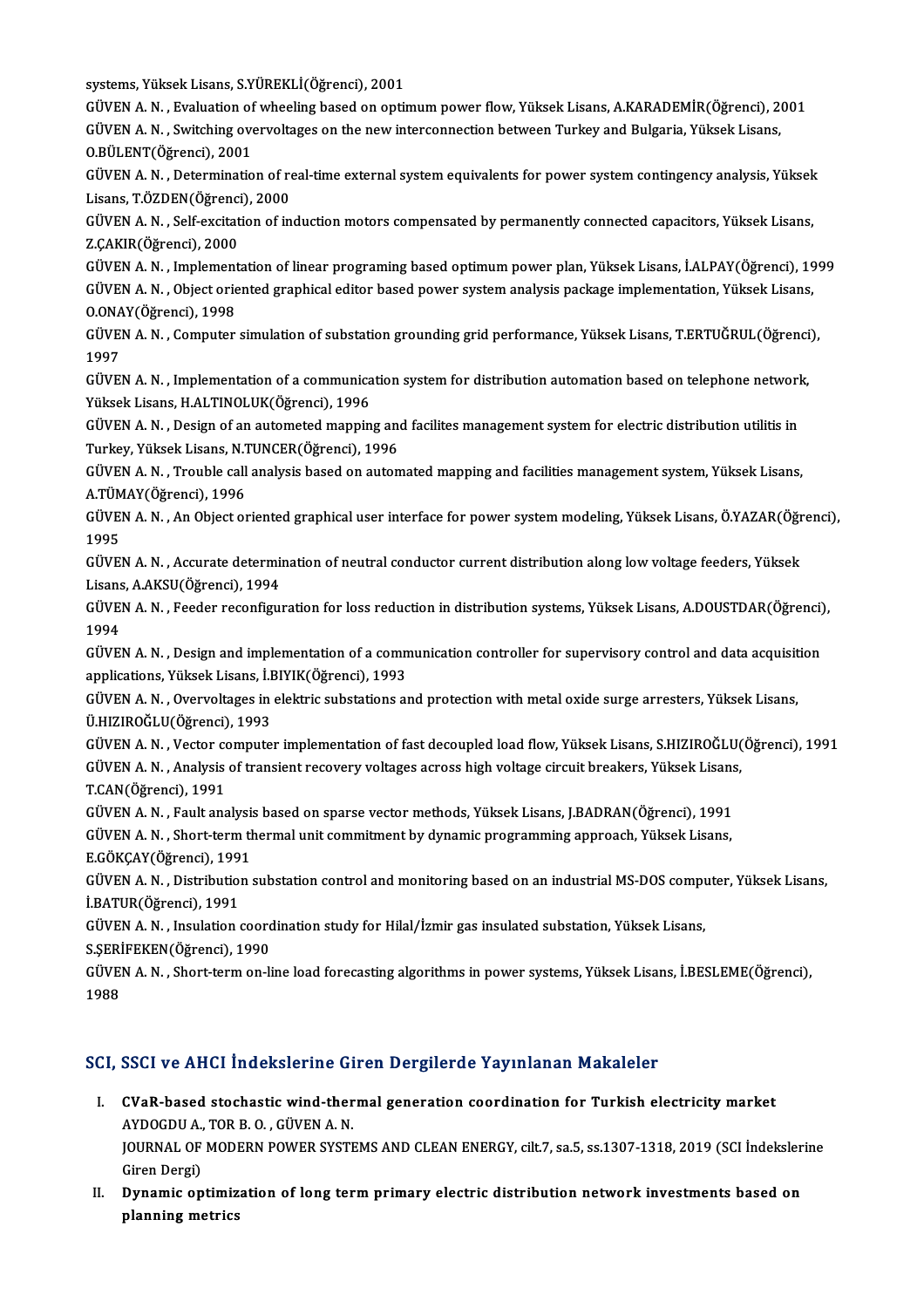systems, Yüksek Lisans, S.YÜREKLİ(Öğrenci), 2001

GÜVEN A. N. , Evaluation of wheeling based on optimum power flow, Yüksek Lisans, A.KARADEMİR(Öğrenci), 2001

GÜVEN A. N. , Switching overvoltages on the new interconnection between Turkey and Bulgaria, Yüksek Lisans, O.BÜLENT(Öğrenci), 2001

GÜVEN A. N. , Determination of real-time external system equivalents for power system contingency analysis, Yüksek Lisans, T.ÖZDEN(Öğrenci), 2000

GÜVEN A. N. , Self-excitation of induction motors compensated by permanently connected capacitors, Yüksek Lisans, Z.ÇAKIR(Öğrenci), 2000

GÜVEN A. N. , Implementation of linear programing based optimum power plan, Yüksek Lisans, İ.ALPAY(Öğrenci), 1999

GÜVEN A. N. , Object oriented graphical editor based power system analysis package implementation, Yüksek Lisans, O.ONAY(Öğrenci), 1998

GÜVEN A. N. , Computer simulation of substation grounding grid performance, Yüksek Lisans, T.ERTUĞRUL(Öğrenci), 1997

GÜVEN A. N. , Implementation of a communication system for distribution automation based on telephone network, Yüksek Lisans, H.ALTINOLUK(Öğrenci), 1996

GÜVEN A. N. , Design of an autometed mapping and facilites management system for electric distribution utilitis in Turkey, Yüksek Lisans, N.TUNCER(Öğrenci), 1996

GÜVEN A. N. , Trouble call analysis based on automated mapping and facilities management system, Yüksek Lisans, A.TÜMAY(Öğrenci), 1996

GÜVEN A. N. , An Object oriented graphical user interface for power system modeling, Yüksek Lisans, Ö.YAZAR(Öğrenci), 1995

GÜVEN A. N. , Accurate determination of neutral conductor current distribution along low voltage feeders, Yüksek Lisans, A.AKSU(Öğrenci), 1994

GÜVEN A. N. , Feeder reconfiguration for loss reduction in distribution systems, Yüksek Lisans, A.DOUSTDAR(Öğrenci), 1994

GÜVEN A. N. , Design and implementation of a communication controller for supervisory control and data acquisition applications, Yüksek Lisans, İ.BIYIK(Öğrenci), 1993

GÜVEN A. N. , Overvoltages in elektric substations and protection with metal oxide surge arresters, Yüksek Lisans, Ü.HIZIROĞLU(Öğrenci), 1993

GÜVEN A. N. , Vector computer implementation of fast decoupled load flow, Yüksek Lisans, S.HIZIROĞLU(Öğrenci), 1991

GÜVEN A. N. , Analysis of transient recovery voltages across high voltage circuit breakers, Yüksek Lisans, T.CAN(Öğrenci), 1991

GÜVEN A. N. , Fault analysis based on sparse vector methods, Yüksek Lisans, J.BADRAN(Öğrenci), 1991

GÜVEN A. N. , Short-term thermal unit commitment by dynamic programming approach, Yüksek Lisans, E.GÖKÇAY(Öğrenci), 1991

GÜVEN A. N. , Distribution substation control and monitoring based on an industrial MS-DOS computer, Yüksek Lisans, İ.BATUR(Öğrenci), 1991

GÜVEN A. N. , Insulation coordination study for Hilal/İzmir gas insulated substation, Yüksek Lisans, S.ŞERİFEKEN(Öğrenci), 1990

GÜVEN A. N. , Short-term on-line load forecasting algorithms in power systems, Yüksek Lisans, İ.BESLEME(Öğrenci), 1988

## SCI, SSCI ve AHCI İndekslerine Giren Dergilerde Yayınlanan Makaleler

I. **CVaR-based stochastic wind-thermal generation coordination for Turkish electricity market**
AYDOGDU A., TOR B. O. , GÜVEN A. N.
JOURNAL OF MODERN POWER SYSTEMS AND CLEAN ENERGY, cilt.7, sa.5, ss.1307-1318, 2019 (SCI İndekslerine Giren Dergi)

II. **Dynamic optimization of long term primary electric distribution network investments based on planning metrics**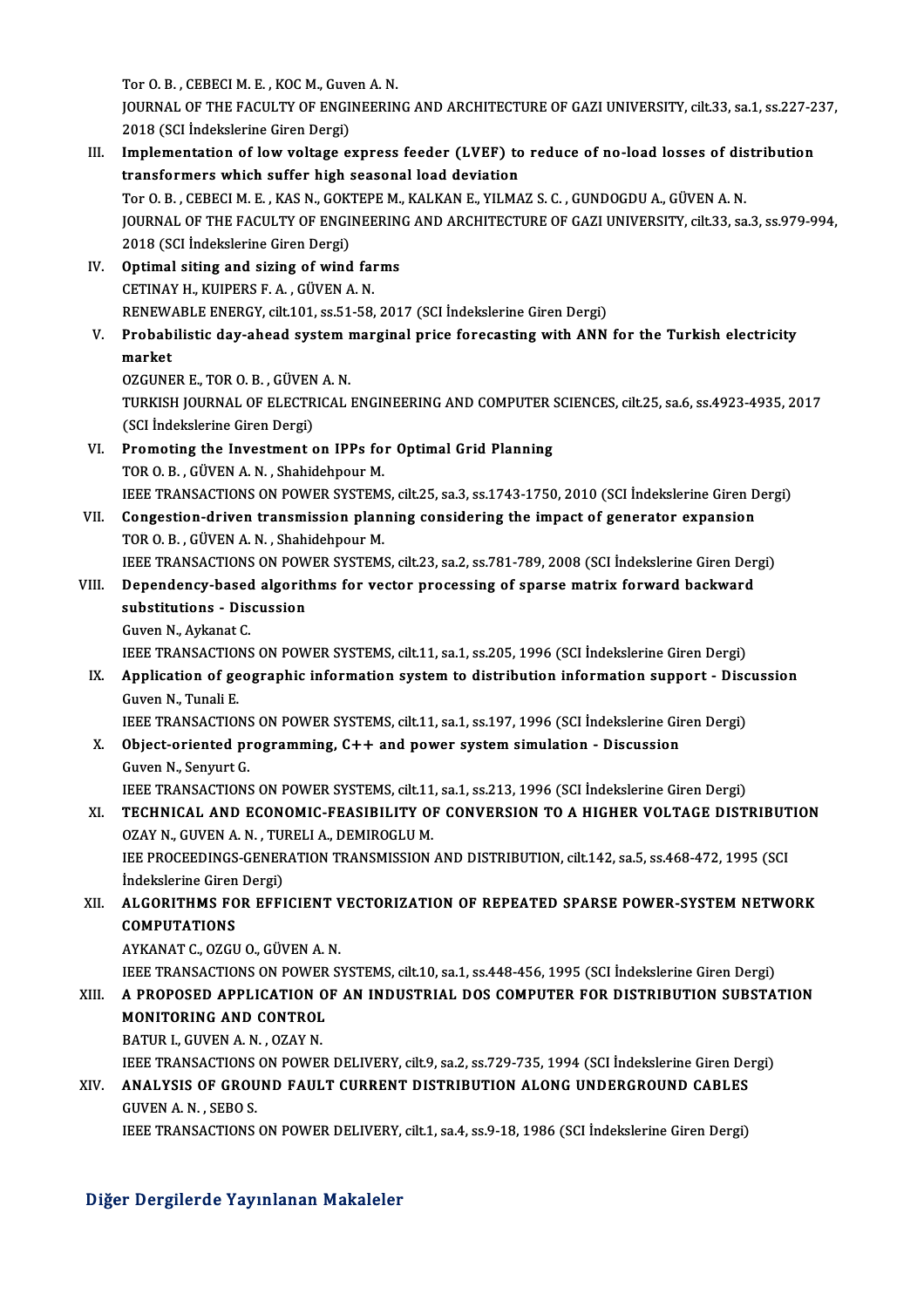Tor O. B. , CEBECI M. E. , KOC M., Guven A. N.
JOURNAL OF THE FACULTY OF ENGINEERING AND ARCHITECTURE OF GAZI UNIVERSITY, cilt.33, sa.1, ss.227-237, 2018 (SCI İndekslerine Giren Dergi)

III. **Implementation of low voltage express feeder (LVEF) to reduce of no-load losses of distribution transformers which suffer high seasonal load deviation**
Tor O. B. , CEBECI M. E. , KAS N., GOKTEPE M., KALKAN E., YILMAZ S. C. , GUNDOGDU A., GÜVEN A. N.
JOURNAL OF THE FACULTY OF ENGINEERING AND ARCHITECTURE OF GAZI UNIVERSITY, cilt.33, sa.3, ss.979-994, 2018 (SCI İndekslerine Giren Dergi)

IV. **Optimal siting and sizing of wind farms**
CETINAY H., KUIPERS F. A. , GÜVEN A. N.
RENEWABLE ENERGY, cilt.101, ss.51-58, 2017 (SCI İndekslerine Giren Dergi)

V. **Probabilistic day-ahead system marginal price forecasting with ANN for the Turkish electricity market**
OZGUNER E., TOR O. B. , GÜVEN A. N.
TURKISH JOURNAL OF ELECTRICAL ENGINEERING AND COMPUTER SCIENCES, cilt.25, sa.6, ss.4923-4935, 2017 (SCI İndekslerine Giren Dergi)

VI. **Promoting the Investment on IPPs for Optimal Grid Planning**
TOR O. B. , GÜVEN A. N. , Shahidehpour M.
IEEE TRANSACTIONS ON POWER SYSTEMS, cilt.25, sa.3, ss.1743-1750, 2010 (SCI İndekslerine Giren Dergi)

VII. **Congestion-driven transmission planning considering the impact of generator expansion**
TOR O. B. , GÜVEN A. N. , Shahidehpour M.
IEEE TRANSACTIONS ON POWER SYSTEMS, cilt.23, sa.2, ss.781-789, 2008 (SCI İndekslerine Giren Dergi)

VIII. **Dependency-based algorithms for vector processing of sparse matrix forward backward substitutions - Discussion**
Guven N., Aykanat C.
IEEE TRANSACTIONS ON POWER SYSTEMS, cilt.11, sa.1, ss.205, 1996 (SCI İndekslerine Giren Dergi)

IX. **Application of geographic information system to distribution information support - Discussion**
Guven N., Tunali E.
IEEE TRANSACTIONS ON POWER SYSTEMS, cilt.11, sa.1, ss.197, 1996 (SCI İndekslerine Giren Dergi)

X. **Object-oriented programming, C++ and power system simulation - Discussion**
Guven N., Senyurt G.
IEEE TRANSACTIONS ON POWER SYSTEMS, cilt.11, sa.1, ss.213, 1996 (SCI İndekslerine Giren Dergi)

XI. **TECHNICAL AND ECONOMIC-FEASIBILITY OF CONVERSION TO A HIGHER VOLTAGE DISTRIBUTION**
OZAY N., GUVEN A. N. , TURELI A., DEMIROGLU M.
IEE PROCEEDINGS-GENERATION TRANSMISSION AND DISTRIBUTION, cilt.142, sa.5, ss.468-472, 1995 (SCI İndekslerine Giren Dergi)

XII. **ALGORITHMS FOR EFFICIENT VECTORIZATION OF REPEATED SPARSE POWER-SYSTEM NETWORK COMPUTATIONS**
AYKANAT C., OZGU O., GÜVEN A. N.
IEEE TRANSACTIONS ON POWER SYSTEMS, cilt.10, sa.1, ss.448-456, 1995 (SCI İndekslerine Giren Dergi)

XIII. **A PROPOSED APPLICATION OF AN INDUSTRIAL DOS COMPUTER FOR DISTRIBUTION SUBSTATION MONITORING AND CONTROL**
BATUR I., GUVEN A. N. , OZAY N.
IEEE TRANSACTIONS ON POWER DELIVERY, cilt.9, sa.2, ss.729-735, 1994 (SCI İndekslerine Giren Dergi)

XIV. **ANALYSIS OF GROUND FAULT CURRENT DISTRIBUTION ALONG UNDERGROUND CABLES**
GUVEN A. N. , SEBO S.
IEEE TRANSACTIONS ON POWER DELIVERY, cilt.1, sa.4, ss.9-18, 1986 (SCI İndekslerine Giren Dergi)

## Diğer Dergilerde Yayınlanan Makaleler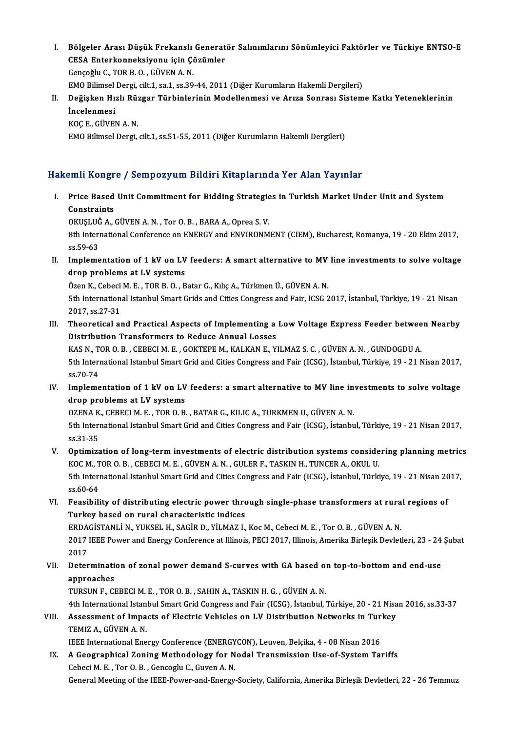I. **Bölgeler Arası Düşük Frekanslı Generatör Salınımlarını Sönümleyici Faktörler ve Türkiye ENTSO-E CESA Enterkonneksiyonu için Çözümler**
   Gençoğlu C., TOR B. O. , GÜVEN A. N.
   EMO Bilimsel Dergi, cilt.1, sa.1, ss.39-44, 2011 (Diğer Kurumların Hakemli Dergileri)

II. **Değişken Hızlı Rüzgar Türbinlerinin Modellenmesi ve Arıza Sonrası Sisteme Katkı Yeteneklerinin İncelenmesi**
   KOÇ E., GÜVEN A. N.
   EMO Bilimsel Dergi, cilt.1, ss.51-55, 2011 (Diğer Kurumların Hakemli Dergileri)

## Hakemli Kongre / Sempozyum Bildiri Kitaplarında Yer Alan Yayınlar

I. **Price Based Unit Commitment for Bidding Strategies in Turkish Market Under Unit and System Constraints**
   OKUŞLUĞ A., GÜVEN A. N. , Tor O. B. , BARA A., Oprea S. V.
   8th International Conference on ENERGY and ENVIRONMENT (CIEM), Bucharest, Romanya, 19 - 20 Ekim 2017, ss.59-63

II. **Implementation of 1 kV on LV feeders: A smart alternative to MV line investments to solve voltage drop problems at LV systems**
   Özen K., Cebeci M. E. , TOR B. O. , Batar G., Kılıç A., Türkmen Ü., GÜVEN A. N.
   5th International Istanbul Smart Grids and Cities Congress and Fair, ICSG 2017, İstanbul, Türkiye, 19 - 21 Nisan 2017, ss.27-31

III. **Theoretical and Practical Aspects of Implementing a Low Voltage Express Feeder between Nearby Distribution Transformers to Reduce Annual Losses**
   KAS N., TOR O. B. , CEBECI M. E. , GOKTEPE M., KALKAN E., YILMAZ S. C. , GÜVEN A. N. , GUNDOGDU A.
   5th International Istanbul Smart Grid and Cities Congress and Fair (ICSG), İstanbul, Türkiye, 19 - 21 Nisan 2017, ss.70-74

IV. **Implementation of 1 kV on LV feeders: a smart alternative to MV line investments to solve voltage drop problems at LV systems**
   OZENA K., CEBECI M. E. , TOR O. B. , BATAR G., KILIC A., TURKMEN U., GÜVEN A. N.
   5th International Istanbul Smart Grid and Cities Congress and Fair (ICSG), İstanbul, Türkiye, 19 - 21 Nisan 2017, ss.31-35

V. **Optimization of long-term investments of electric distribution systems considering planning metrics**
   KOC M., TOR O. B. , CEBECI M. E. , GÜVEN A. N. , GULER F., TASKIN H., TUNCER A., OKUL U.
   5th International Istanbul Smart Grid and Cities Congress and Fair (ICSG), İstanbul, Türkiye, 19 - 21 Nisan 2017, ss.60-64

VI. **Feasibility of distributing electric power through single-phase transformers at rural regions of Turkey based on rural characteristic indices**
   ERDAGİSTANLİ N., YUKSEL H., SAGİR D., YİLMAZ I., Koc M., Cebeci M. E. , Tor O. B. , GÜVEN A. N.
   2017 IEEE Power and Energy Conference at Illinois, PECI 2017, Illinois, Amerika Birleşik Devletleri, 23 - 24 Şubat 2017

VII. **Determination of zonal power demand S-curves with GA based on top-to-bottom and end-use approaches**
   TURSUN F., CEBECI M. E. , TOR O. B. , SAHIN A., TASKIN H. G. , GÜVEN A. N.
   4th International Istanbul Smart Grid Congress and Fair (ICSG), İstanbul, Türkiye, 20 - 21 Nisan 2016, ss.33-37

VIII. **Assessment of Impacts of Electric Vehicles on LV Distribution Networks in Turkey**
   TEMIZ A., GÜVEN A. N.
   IEEE International Energy Conference (ENERGYCON), Leuven, Belçika, 4 - 08 Nisan 2016

IX. **A Geographical Zoning Methodology for Nodal Transmission Use-of-System Tariffs**
   Cebeci M. E. , Tor O. B. , Gencoglu C., Guven A. N.
   General Meeting of the IEEE-Power-and-Energy-Society, California, Amerika Birleşik Devletleri, 22 - 26 Temmuz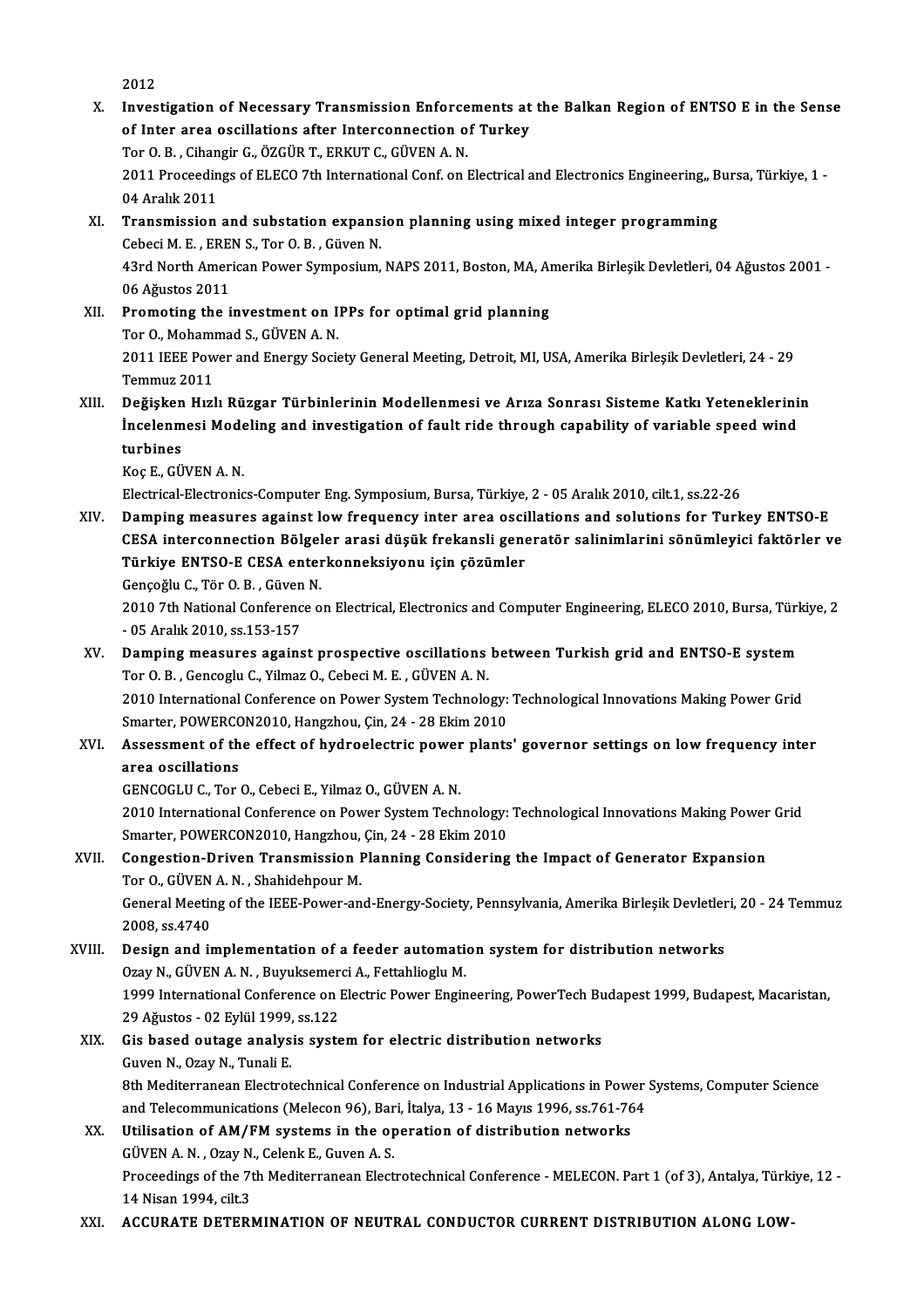2012

X. **Investigation of Necessary Transmission Enforcements at the Balkan Region of ENTSO E in the Sense of Inter area oscillations after Interconnection of Turkey**
Tor O. B. , Cihangir G., ÖZGÜR T., ERKUT C., GÜVEN A. N.
2011 Proceedings of ELECO 7th International Conf. on Electrical and Electronics Engineering,, Bursa, Türkiye, 1 - 04 Aralık 2011

XI. **Transmission and substation expansion planning using mixed integer programming**
Cebeci M. E. , EREN S., Tor O. B. , Güven N.
43rd North American Power Symposium, NAPS 2011, Boston, MA, Amerika Birleşik Devletleri, 04 Ağustos 2001 - 06 Ağustos 2011

XII. **Promoting the investment on IPPs for optimal grid planning**
Tor O., Mohammad S., GÜVEN A. N.
2011 IEEE Power and Energy Society General Meeting, Detroit, MI, USA, Amerika Birleşik Devletleri, 24 - 29 Temmuz 2011

XIII. **Değişken Hızlı Rüzgar Türbinlerinin Modellenmesi ve Arıza Sonrası Sisteme Katkı Yeteneklerinin İncelenmesi Modeling and investigation of fault ride through capability of variable speed wind turbines**
Koç E., GÜVEN A. N.
Electrical-Electronics-Computer Eng. Symposium, Bursa, Türkiye, 2 - 05 Aralık 2010, cilt.1, ss.22-26

XIV. **Damping measures against low frequency inter area oscillations and solutions for Turkey ENTSO-E CESA interconnection Bölgeler arasi düşük frekansli generatör salinimlarini sönümleyici faktörler ve Türkiye ENTSO-E CESA enterkonneksiyonu için çözümler**
Gençoğlu C., Tör O. B. , Güven N.
2010 7th National Conference on Electrical, Electronics and Computer Engineering, ELECO 2010, Bursa, Türkiye, 2 - 05 Aralık 2010, ss.153-157

XV. **Damping measures against prospective oscillations between Turkish grid and ENTSO-E system**
Tor O. B. , Gencoglu C., Yilmaz O., Cebeci M. E. , GÜVEN A. N.
2010 International Conference on Power System Technology: Technological Innovations Making Power Grid Smarter, POWERCON2010, Hangzhou, Çin, 24 - 28 Ekim 2010

XVI. **Assessment of the effect of hydroelectric power plants' governor settings on low frequency inter area oscillations**
GENCOGLU C., Tor O., Cebeci E., Yilmaz O., GÜVEN A. N.
2010 International Conference on Power System Technology: Technological Innovations Making Power Grid Smarter, POWERCON2010, Hangzhou, Çin, 24 - 28 Ekim 2010

XVII. **Congestion-Driven Transmission Planning Considering the Impact of Generator Expansion**
Tor O., GÜVEN A. N. , Shahidehpour M.
General Meeting of the IEEE-Power-and-Energy-Society, Pennsylvania, Amerika Birleşik Devletleri, 20 - 24 Temmuz 2008, ss.4740

XVIII. **Design and implementation of a feeder automation system for distribution networks**
Ozay N., GÜVEN A. N. , Buyuksemerci A., Fettahlioglu M.
1999 International Conference on Electric Power Engineering, PowerTech Budapest 1999, Budapest, Macaristan, 29 Ağustos - 02 Eylül 1999, ss.122

XIX. **Gis based outage analysis system for electric distribution networks**
Guven N., Ozay N., Tunali E.
8th Mediterranean Electrotechnical Conference on Industrial Applications in Power Systems, Computer Science and Telecommunications (Melecon 96), Bari, İtalya, 13 - 16 Mayıs 1996, ss.761-764

XX. **Utilisation of AM/FM systems in the operation of distribution networks**
GÜVEN A. N. , Ozay N., Celenk E., Guven A. S.
Proceedings of the 7th Mediterranean Electrotechnical Conference - MELECON. Part 1 (of 3), Antalya, Türkiye, 12 - 14 Nisan 1994, cilt.3

XXI. **ACCURATE DETERMINATION OF NEUTRAL CONDUCTOR CURRENT DISTRIBUTION ALONG LOW-**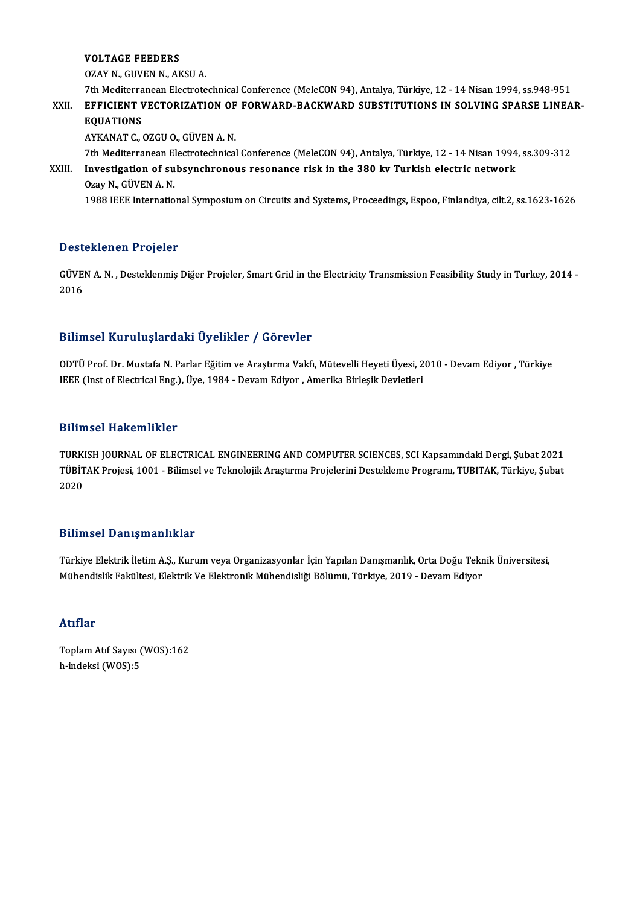**VOLTAGE FEEDERS**
OZAY N., GUVEN N., AKSU A.
7th Mediterranean Electrotechnical Conference (MeleCON 94), Antalya, Türkiye, 12 - 14 Nisan 1994, ss.948-951

XXII. **EFFICIENT VECTORIZATION OF FORWARD-BACKWARD SUBSTITUTIONS IN SOLVING SPARSE LINEAR-EQUATIONS**
AYKANAT C., OZGU O., GÜVEN A. N.
7th Mediterranean Electrotechnical Conference (MeleCON 94), Antalya, Türkiye, 12 - 14 Nisan 1994, ss.309-312

XXIII. **Investigation of subsynchronous resonance risk in the 380 kv Turkish electric network**
Ozay N., GÜVEN A. N.
1988 IEEE International Symposium on Circuits and Systems, Proceedings, Espoo, Finlandiya, cilt.2, ss.1623-1626

## Desteklenen Projeler

GÜVEN A. N. , Desteklenmiş Diğer Projeler, Smart Grid in the Electricity Transmission Feasibility Study in Turkey, 2014 - 2016

## Bilimsel Kuruluşlardaki Üyelikler / Görevler

ODTÜ Prof. Dr. Mustafa N. Parlar Eğitim ve Araştırma Vakfı, Mütevelli Heyeti Üyesi, 2010 - Devam Ediyor , Türkiye
IEEE (Inst of Electrical Eng.), Üye, 1984 - Devam Ediyor , Amerika Birleşik Devletleri

## Bilimsel Hakemlikler

TURKISH JOURNAL OF ELECTRICAL ENGINEERING AND COMPUTER SCIENCES, SCI Kapsamındaki Dergi, Şubat 2021
TÜBİTAK Projesi, 1001 - Bilimsel ve Teknolojik Araştırma Projelerini Destekleme Programı, TUBITAK, Türkiye, Şubat 2020

## Bilimsel Danışmanlıklar

Türkiye Elektrik İletim A.Ş., Kurum veya Organizasyonlar İçin Yapılan Danışmanlık, Orta Doğu Teknik Üniversitesi, Mühendislik Fakültesi, Elektrik Ve Elektronik Mühendisliği Bölümü, Türkiye, 2019 - Devam Ediyor

## Atıflar

Toplam Atıf Sayısı (WOS):162
h-indeksi (WOS):5